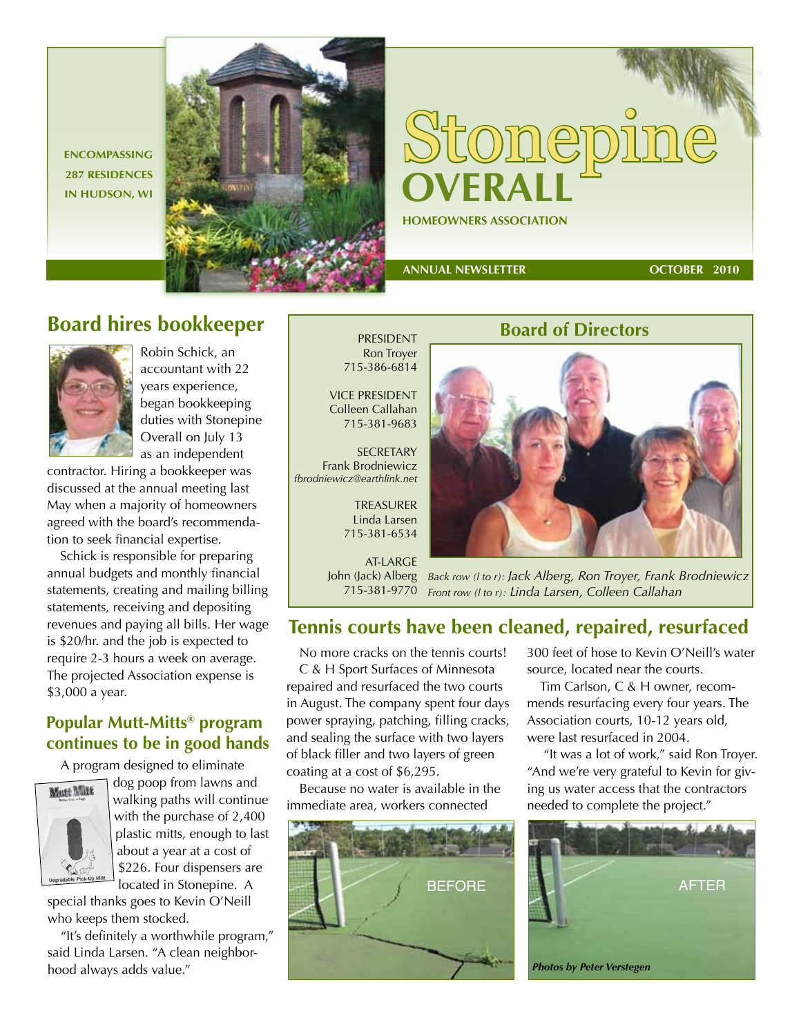ENCOMPASSING 287 RESIDENCES IN HUDSON, WI

# Stonepine OVERALL

HOMEOWNERS ASSOCIATION

ANNUAL NEWSLETTER — OCTOBER 2010

## Board hires bookkeeper

Robin Schick, an accountant with 22 years experience, began bookkeeping duties with Stonepine Overall on July 13 as an independent contractor. Hiring a bookkeeper was discussed at the annual meeting last May when a majority of homeowners agreed with the board's recommendation to seek financial expertise.

Schick is responsible for preparing annual budgets and monthly financial statements, creating and mailing billing statements, receiving and depositing revenues and paying all bills. Her wage is $20/hr. and the job is expected to require 2-3 hours a week on average. The projected Association expense is $3,000 a year.

### Popular Mutt-Mitts® program continues to be in good hands

A program designed to eliminate dog poop from lawns and walking paths will continue with the purchase of 2,400 plastic mitts, enough to last about a year at a cost of $226. Four dispensers are located in Stonepine. A special thanks goes to Kevin O'Neill who keeps them stocked.

"It's definitely a worthwhile program," said Linda Larsen. "A clean neighborhood always adds value."

## Board of Directors

PRESIDENT
Ron Troyer
715-386-6814

VICE PRESIDENT
Colleen Callahan
715-381-9683

SECRETARY
Frank Brodniewicz
*fbrodniewicz@earthlink.net*

TREASURER
Linda Larsen
715-381-6534

AT-LARGE
John (Jack) Alberg
715-381-9770

*Back row (l to r): Jack Alberg, Ron Troyer, Frank Brodniewicz*
*Front row (l to r): Linda Larsen, Colleen Callahan*

## Tennis courts have been cleaned, repaired, resurfaced

No more cracks on the tennis courts!

C & H Sport Surfaces of Minnesota repaired and resurfaced the two courts in August. The company spent four days power spraying, patching, filling cracks, and sealing the surface with two layers of black filler and two layers of green coating at a cost of $6,295.

Because no water is available in the immediate area, workers connected 300 feet of hose to Kevin O'Neill's water source, located near the courts.

Tim Carlson, C & H owner, recommends resurfacing every four years. The Association courts, 10-12 years old, were last resurfaced in 2004.

"It was a lot of work," said Ron Troyer. "And we're very grateful to Kevin for giving us water access that the contractors needed to complete the project."

BEFORE

AFTER

***Photos by Peter Verstegen***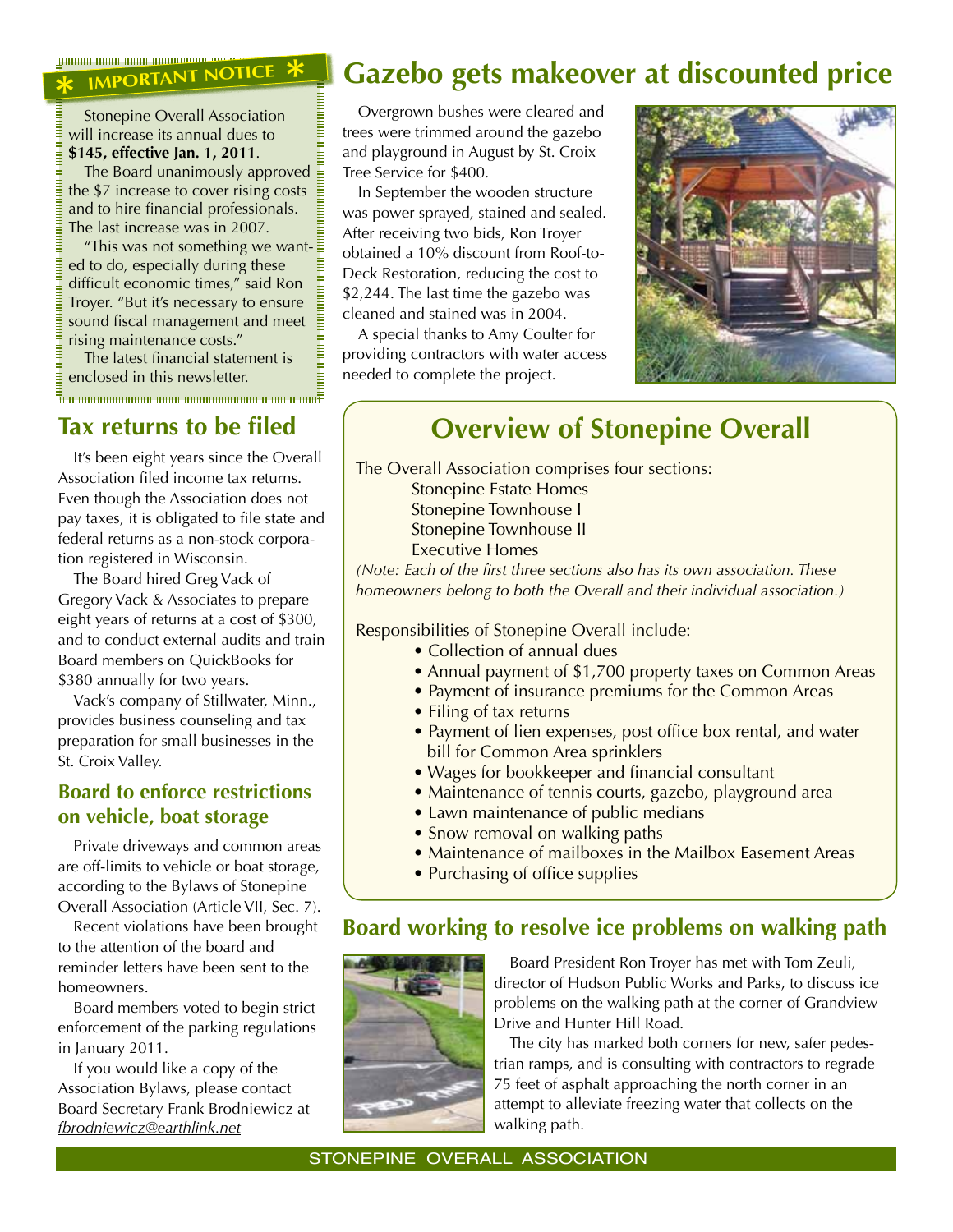## ✱ IMPORTANT NOTICE ✱

Stonepine Overall Association will increase its annual dues to **$145, effective Jan. 1, 2011**.

The Board unanimously approved the $7 increase to cover rising costs and to hire financial professionals. The last increase was in 2007.

"This was not something we wanted to do, especially during these difficult economic times," said Ron Troyer. "But it's necessary to ensure sound fiscal management and meet rising maintenance costs."

The latest financial statement is enclosed in this newsletter.

## Tax returns to be filed

It's been eight years since the Overall Association filed income tax returns. Even though the Association does not pay taxes, it is obligated to file state and federal returns as a non-stock corporation registered in Wisconsin.

The Board hired Greg Vack of Gregory Vack & Associates to prepare eight years of returns at a cost of $300, and to conduct external audits and train Board members on QuickBooks for $380 annually for two years.

Vack's company of Stillwater, Minn., provides business counseling and tax preparation for small businesses in the St. Croix Valley.

### Board to enforce restrictions on vehicle, boat storage

Private driveways and common areas are off-limits to vehicle or boat storage, according to the Bylaws of Stonepine Overall Association (Article VII, Sec. 7).

Recent violations have been brought to the attention of the board and reminder letters have been sent to the homeowners.

Board members voted to begin strict enforcement of the parking regulations in January 2011.

If you would like a copy of the Association Bylaws, please contact Board Secretary Frank Brodniewicz at fbrodniewicz@earthlink.net

# Gazebo gets makeover at discounted price

Overgrown bushes were cleared and trees were trimmed around the gazebo and playground in August by St. Croix Tree Service for $400.

In September the wooden structure was power sprayed, stained and sealed. After receiving two bids, Ron Troyer obtained a 10% discount from Roof-to-Deck Restoration, reducing the cost to $2,244. The last time the gazebo was cleaned and stained was in 2004.

A special thanks to Amy Coulter for providing contractors with water access needed to complete the project.

## Overview of Stonepine Overall

The Overall Association comprises four sections:

- Stonepine Estate Homes
- Stonepine Townhouse I
- Stonepine Townhouse II
- Executive Homes

*(Note: Each of the first three sections also has its own association. These homeowners belong to both the Overall and their individual association.)*

Responsibilities of Stonepine Overall include:

- Collection of annual dues
- Annual payment of $1,700 property taxes on Common Areas
- Payment of insurance premiums for the Common Areas
- Filing of tax returns
- Payment of lien expenses, post office box rental, and water bill for Common Area sprinklers
- Wages for bookkeeper and financial consultant
- Maintenance of tennis courts, gazebo, playground area
- Lawn maintenance of public medians
- Snow removal on walking paths
- Maintenance of mailboxes in the Mailbox Easement Areas
- Purchasing of office supplies

### Board working to resolve ice problems on walking path

Board President Ron Troyer has met with Tom Zeuli, director of Hudson Public Works and Parks, to discuss ice problems on the walking path at the corner of Grandview Drive and Hunter Hill Road.

The city has marked both corners for new, safer pedestrian ramps, and is consulting with contractors to regrade 75 feet of asphalt approaching the north corner in an attempt to alleviate freezing water that collects on the walking path.